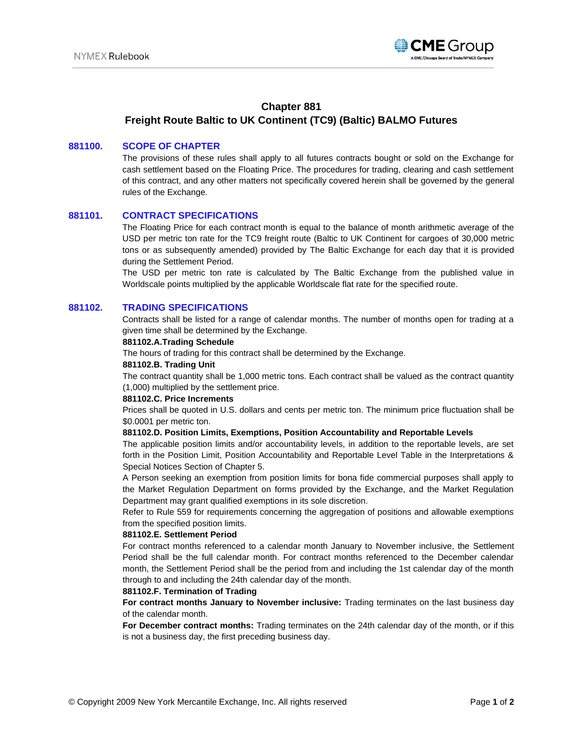# Chapter 881
# Freight Route Baltic to UK Continent (TC9) (Baltic) BALMO Futures

## 881100. SCOPE OF CHAPTER

The provisions of these rules shall apply to all futures contracts bought or sold on the Exchange for cash settlement based on the Floating Price. The procedures for trading, clearing and cash settlement of this contract, and any other matters not specifically covered herein shall be governed by the general rules of the Exchange.

## 881101. CONTRACT SPECIFICATIONS

The Floating Price for each contract month is equal to the balance of month arithmetic average of the USD per metric ton rate for the TC9 freight route (Baltic to UK Continent for cargoes of 30,000 metric tons or as subsequently amended) provided by The Baltic Exchange for each day that it is provided during the Settlement Period.

The USD per metric ton rate is calculated by The Baltic Exchange from the published value in Worldscale points multiplied by the applicable Worldscale flat rate for the specified route.

## 881102. TRADING SPECIFICATIONS

Contracts shall be listed for a range of calendar months. The number of months open for trading at a given time shall be determined by the Exchange.

### 881102.A.Trading Schedule

The hours of trading for this contract shall be determined by the Exchange.

### 881102.B. Trading Unit

The contract quantity shall be 1,000 metric tons. Each contract shall be valued as the contract quantity (1,000) multiplied by the settlement price.

### 881102.C. Price Increments

Prices shall be quoted in U.S. dollars and cents per metric ton. The minimum price fluctuation shall be $0.0001 per metric ton.

### 881102.D. Position Limits, Exemptions, Position Accountability and Reportable Levels

The applicable position limits and/or accountability levels, in addition to the reportable levels, are set forth in the Position Limit, Position Accountability and Reportable Level Table in the Interpretations & Special Notices Section of Chapter 5.

A Person seeking an exemption from position limits for bona fide commercial purposes shall apply to the Market Regulation Department on forms provided by the Exchange, and the Market Regulation Department may grant qualified exemptions in its sole discretion.

Refer to Rule 559 for requirements concerning the aggregation of positions and allowable exemptions from the specified position limits.

### 881102.E. Settlement Period

For contract months referenced to a calendar month January to November inclusive, the Settlement Period shall be the full calendar month. For contract months referenced to the December calendar month, the Settlement Period shall be the period from and including the 1st calendar day of the month through to and including the 24th calendar day of the month.

### 881102.F. Termination of Trading

**For contract months January to November inclusive:** Trading terminates on the last business day of the calendar month.

**For December contract months:** Trading terminates on the 24th calendar day of the month, or if this is not a business day, the first preceding business day.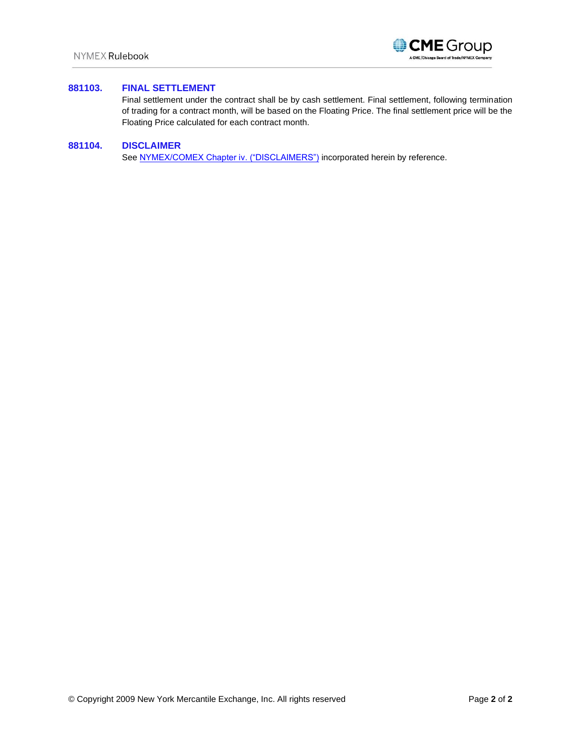### 881103. FINAL SETTLEMENT

Final settlement under the contract shall be by cash settlement. Final settlement, following termination of trading for a contract month, will be based on the Floating Price. The final settlement price will be the Floating Price calculated for each contract month.

### 881104. DISCLAIMER

See NYMEX/COMEX Chapter iv. ("DISCLAIMERS") incorporated herein by reference.